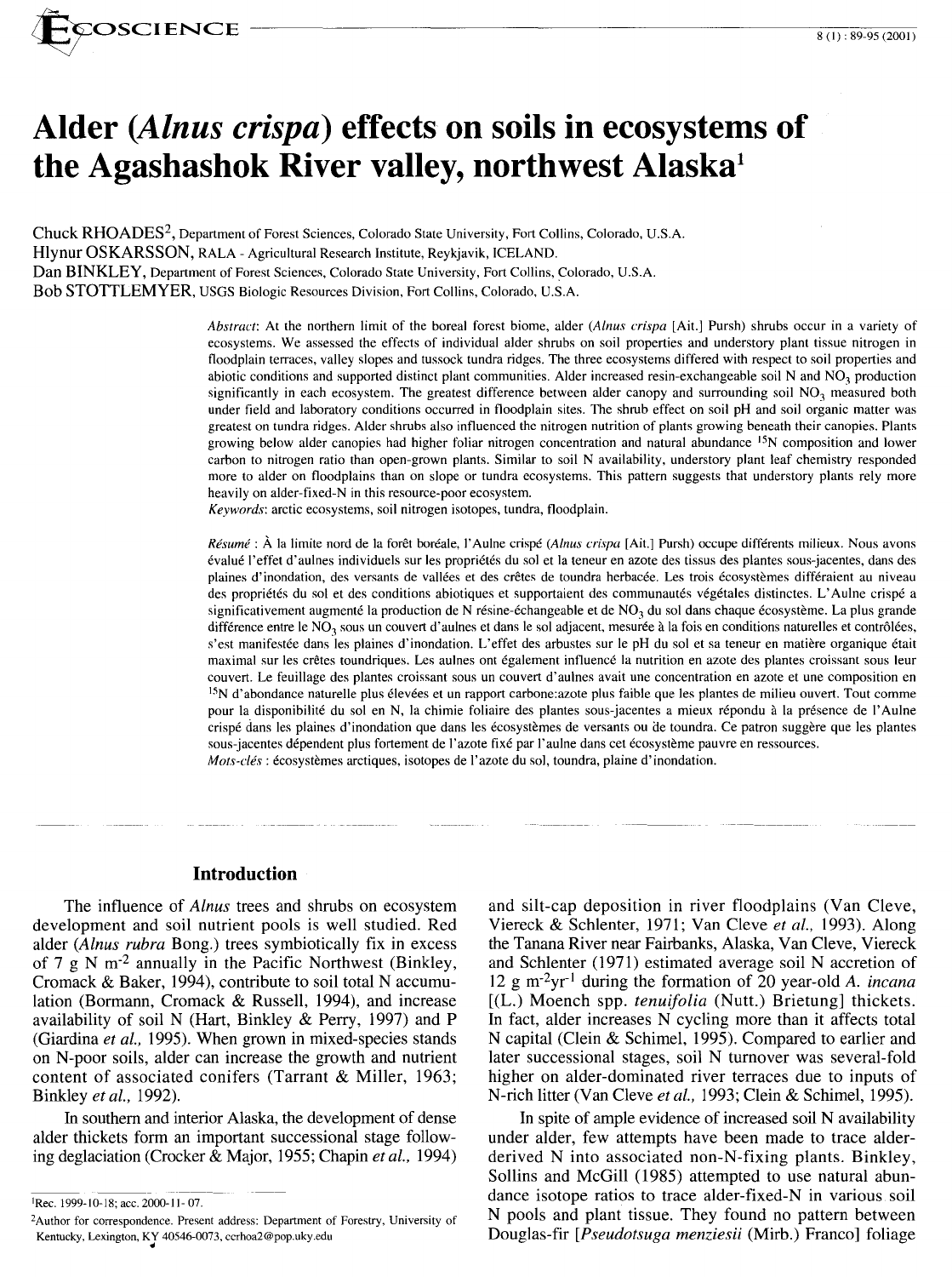# Alder (*Alnus crispa*) effects on soils in ecosystems of the Agashashok River valley, northwest Alaska[1]

Chuck RHOADES[2], Department of Forest Sciences, Colorado State University, Fort Collins, Colorado, U.S.A.
Hlynur OSKARSSON, RALA - Agricultural Research Institute, Reykjavik, ICELAND.
Dan BINKLEY, Department of Forest Sciences, Colorado State University, Fort Collins, Colorado, U.S.A.
Bob STOTTLEMYER, USGS Biologic Resources Division, Fort Collins, Colorado, U.S.A.

*Abstract*: At the northern limit of the boreal forest biome, alder (*Alnus crispa* [Ait.] Pursh) shrubs occur in a variety of ecosystems. We assessed the effects of individual alder shrubs on soil properties and understory plant tissue nitrogen in floodplain terraces, valley slopes and tussock tundra ridges. The three ecosystems differed with respect to soil properties and abiotic conditions and supported distinct plant communities. Alder increased resin-exchangeable soil N and $NO_3$ production significantly in each ecosystem. The greatest difference between alder canopy and surrounding soil $NO_3$ measured both under field and laboratory conditions occurred in floodplain sites. The shrub effect on soil pH and soil organic matter was greatest on tundra ridges. Alder shrubs also influenced the nitrogen nutrition of plants growing beneath their canopies. Plants growing below alder canopies had higher foliar nitrogen concentration and natural abundance $^{15}N$ composition and lower carbon to nitrogen ratio than open-grown plants. Similar to soil N availability, understory plant leaf chemistry responded more to alder on floodplains than on slope or tundra ecosystems. This pattern suggests that understory plants rely more heavily on alder-fixed-N in this resource-poor ecosystem.
*Keywords*: arctic ecosystems, soil nitrogen isotopes, tundra, floodplain.

*Résumé* : À la limite nord de la forêt boréale, l'Aulne crispé (*Alnus crispa* [Ait.] Pursh) occupe différents milieux. Nous avons évalué l'effet d'aulnes individuels sur les propriétés du sol et la teneur en azote des tissus des plantes sous-jacentes, dans des plaines d'inondation, des versants de vallées et des crêtes de toundra herbacée. Les trois écosystèmes différaient au niveau des propriétés du sol et des conditions abiotiques et supportaient des communautés végétales distinctes. L'Aulne crispé a significativement augmenté la production de N résine-échangeable et de $NO_3$ du sol dans chaque écosystème. La plus grande différence entre le $NO_3$ sous un couvert d'aulnes et dans le sol adjacent, mesurée à la fois en conditions naturelles et contrôlées, s'est manifestée dans les plaines d'inondation. L'effet des arbustes sur le pH du sol et sa teneur en matière organique était maximal sur les crêtes toundriques. Les aulnes ont également influencé la nutrition en azote des plantes croissant sous leur couvert. Le feuillage des plantes croissant sous un couvert d'aulnes avait une concentration en azote et une composition en $^{15}N$ d'abondance naturelle plus élevées et un rapport carbone:azote plus faible que les plantes de milieu ouvert. Tout comme pour la disponibilité du sol en N, la chimie foliaire des plantes sous-jacentes a mieux répondu à la présence de l'Aulne crispé dans les plaines d'inondation que dans les écosystèmes de versants ou de toundra. Ce patron suggère que les plantes sous-jacentes dépendent plus fortement de l'azote fixé par l'aulne dans cet écosystème pauvre en ressources.
*Mots-clés* : écosystèmes arctiques, isotopes de l'azote du sol, toundra, plaine d'inondation.

## Introduction

The influence of *Alnus* trees and shrubs on ecosystem development and soil nutrient pools is well studied. Red alder (*Alnus rubra* Bong.) trees symbiotically fix in excess of 7 g N $m^{-2}$ annually in the Pacific Northwest (Binkley, Cromack & Baker, 1994), contribute to soil total N accumulation (Bormann, Cromack & Russell, 1994), and increase availability of soil N (Hart, Binkley & Perry, 1997) and P (Giardina *et al.*, 1995). When grown in mixed-species stands on N-poor soils, alder can increase the growth and nutrient content of associated conifers (Tarrant & Miller, 1963; Binkley *et al.*, 1992).

In southern and interior Alaska, the development of dense alder thickets form an important successional stage following deglaciation (Crocker & Major, 1955; Chapin *et al.*, 1994) and silt-cap deposition in river floodplains (Van Cleve, Viereck & Schlenter, 1971; Van Cleve *et al.*, 1993). Along the Tanana River near Fairbanks, Alaska, Van Cleve, Viereck and Schlenter (1971) estimated average soil N accretion of 12 g $m^{-2}yr^{-1}$ during the formation of 20 year-old *A. incana* [(L.) Moench spp. *tenuifolia* (Nutt.) Brietung] thickets. In fact, alder increases N cycling more than it affects total N capital (Clein & Schimel, 1995). Compared to earlier and later successional stages, soil N turnover was several-fold higher on alder-dominated river terraces due to inputs of N-rich litter (Van Cleve *et al.*, 1993; Clein & Schimel, 1995).

In spite of ample evidence of increased soil N availability under alder, few attempts have been made to trace alder-derived N into associated non-N-fixing plants. Binkley, Sollins and McGill (1985) attempted to use natural abundance isotope ratios to trace alder-fixed-N in various soil N pools and plant tissue. They found no pattern between Douglas-fir [*Pseudotsuga menziesii* (Mirb.) Franco] foliage

[1]Rec. 1999-10-18; acc. 2000-11-07.

[2]Author for correspondence. Present address: Department of Forestry, University of Kentucky, Lexington, KY 40546-0073, ccrhoa2@pop.uky.edu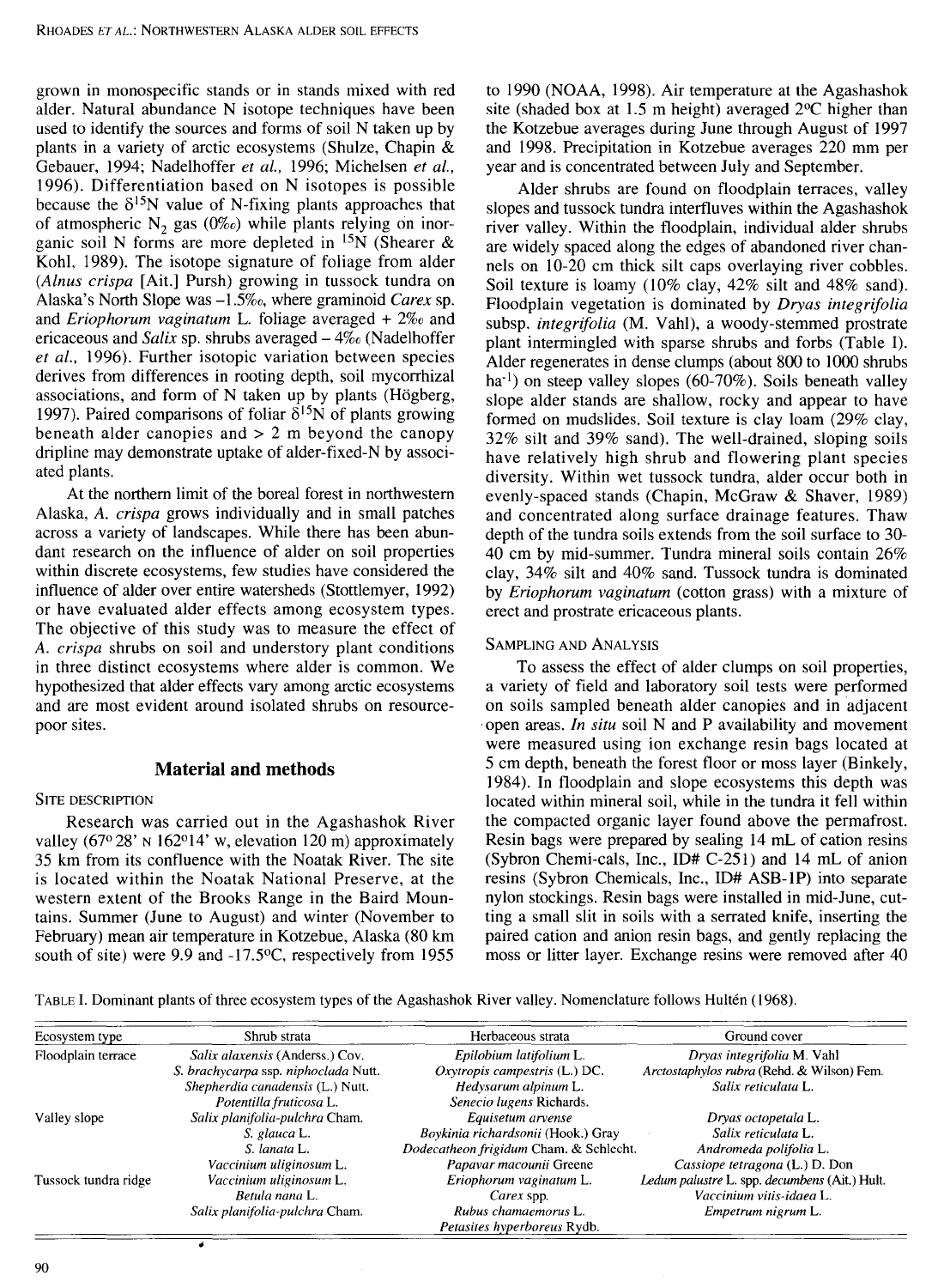grown in monospecific stands or in stands mixed with red alder. Natural abundance N isotope techniques have been used to identify the sources and forms of soil N taken up by plants in a variety of arctic ecosystems (Shulze, Chapin & Gebauer, 1994; Nadelhoffer *et al.*, 1996; Michelsen *et al.*, 1996). Differentiation based on N isotopes is possible because the $\delta^{15}N$ value of N-fixing plants approaches that of atmospheric $N_2$ gas (0‰) while plants relying on inorganic soil N forms are more depleted in $^{15}N$ (Shearer & Kohl, 1989). The isotope signature of foliage from alder (*Alnus crispa* [Ait.] Pursh) growing in tussock tundra on Alaska's North Slope was –1.5‰, where graminoid *Carex* sp. and *Eriophorum vaginatum* L. foliage averaged + 2‰ and ericaceous and *Salix* sp. shrubs averaged – 4‰ (Nadelhoffer *et al.*, 1996). Further isotopic variation between species derives from differences in rooting depth, soil mycorrhizal associations, and form of N taken up by plants (Högberg, 1997). Paired comparisons of foliar $\delta^{15}N$ of plants growing beneath alder canopies and > 2 m beyond the canopy dripline may demonstrate uptake of alder-fixed-N by associated plants.

At the northern limit of the boreal forest in northwestern Alaska, *A. crispa* grows individually and in small patches across a variety of landscapes. While there has been abundant research on the influence of alder on soil properties within discrete ecosystems, few studies have considered the influence of alder over entire watersheds (Stottlemyer, 1992) or have evaluated alder effects among ecosystem types. The objective of this study was to measure the effect of *A. crispa* shrubs on soil and understory plant conditions in three distinct ecosystems where alder is common. We hypothesized that alder effects vary among arctic ecosystems and are most evident around isolated shrubs on resource-poor sites.

## Material and methods

### Site description

Research was carried out in the Agashashok River valley (67°28' N 162°14' W, elevation 120 m) approximately 35 km from its confluence with the Noatak River. The site is located within the Noatak National Preserve, at the western extent of the Brooks Range in the Baird Mountains. Summer (June to August) and winter (November to February) mean air temperature in Kotzebue, Alaska (80 km south of site) were 9.9 and -17.5°C, respectively from 1955 to 1990 (NOAA, 1998). Air temperature at the Agashashok site (shaded box at 1.5 m height) averaged 2°C higher than the Kotzebue averages during June through August of 1997 and 1998. Precipitation in Kotzebue averages 220 mm per year and is concentrated between July and September.

Alder shrubs are found on floodplain terraces, valley slopes and tussock tundra interfluves within the Agashashok river valley. Within the floodplain, individual alder shrubs are widely spaced along the edges of abandoned river channels on 10-20 cm thick silt caps overlaying river cobbles. Soil texture is loamy (10% clay, 42% silt and 48% sand). Floodplain vegetation is dominated by *Dryas integrifolia* subsp. *integrifolia* (M. Vahl), a woody-stemmed prostrate plant intermingled with sparse shrubs and forbs (Table I). Alder regenerates in dense clumps (about 800 to 1000 shrubs $ha^{-1}$) on steep valley slopes (60-70%). Soils beneath valley slope alder stands are shallow, rocky and appear to have formed on mudslides. Soil texture is clay loam (29% clay, 32% silt and 39% sand). The well-drained, sloping soils have relatively high shrub and flowering plant species diversity. Within wet tussock tundra, alder occur both in evenly-spaced stands (Chapin, McGraw & Shaver, 1989) and concentrated along surface drainage features. Thaw depth of the tundra soils extends from the soil surface to 30-40 cm by mid-summer. Tundra mineral soils contain 26% clay, 34% silt and 40% sand. Tussock tundra is dominated by *Eriophorum vaginatum* (cotton grass) with a mixture of erect and prostrate ericaceous plants.

### Sampling and analysis

To assess the effect of alder clumps on soil properties, a variety of field and laboratory soil tests were performed on soils sampled beneath alder canopies and in adjacent open areas. *In situ* soil N and P availability and movement were measured using ion exchange resin bags located at 5 cm depth, beneath the forest floor or moss layer (Binkely, 1984). In floodplain and slope ecosystems this depth was located within mineral soil, while in the tundra it fell within the compacted organic layer found above the permafrost. Resin bags were prepared by sealing 14 mL of cation resins (Sybron Chemi-cals, Inc., ID# C-251) and 14 mL of anion resins (Sybron Chemicals, Inc., ID# ASB-1P) into separate nylon stockings. Resin bags were installed in mid-June, cutting a small slit in soils with a serrated knife, inserting the paired cation and anion resin bags, and gently replacing the moss or litter layer. Exchange resins were removed after 40

TABLE I. Dominant plants of three ecosystem types of the Agashashok River valley. Nomenclature follows Hultén (1968).

| Ecosystem type | Shrub strata | Herbaceous strata | Ground cover |
|---|---|---|---|
| Floodplain terrace | *Salix alaxensis* (Anderss.) Cov. | *Epilobium latifolium* L. | *Dryas integrifolia* M. Vahl |
| | *S. brachycarpa* ssp. *niphoclada* Nutt. | *Oxytropis campestris* (L.) DC. | *Arctostaphylos rubra* (Rehd. & Wilson) Fern. |
| | *Shepherdia canadensis* (L.) Nutt. | *Hedysarum alpinum* L. | *Salix reticulata* L. |
| | *Potentilla fruticosa* L. | *Senecio lugens* Richards. | |
| Valley slope | *Salix planifolia-pulchra* Cham. | *Equisetum arvense* | *Dryas octopetala* L. |
| | *S. glauca* L. | *Boykinia richardsonii* (Hook.) Gray | *Salix reticulata* L. |
| | *S. lanata* L. | *Dodecatheon frigidum* Cham. & Schlecht. | *Andromeda polifolia* L. |
| | *Vaccinium uliginosum* L. | *Papavar macounii* Greene | *Cassiope tetragona* (L.) D. Don |
| Tussock tundra ridge | *Vaccinium uliginosum* L. | *Eriophorum vaginatum* L. | *Ledum palustre* L. spp. *decumbens* (Ait.) Hult. |
| | *Betula nana* L. | *Carex* spp. | *Vaccinium vitis-idaea* L. |
| | *Salix planifolia-pulchra* Cham. | *Rubus chamaemorus* L. | *Empetrum nigrum* L. |
| | | *Petasites hyperboreus* Rydb. | |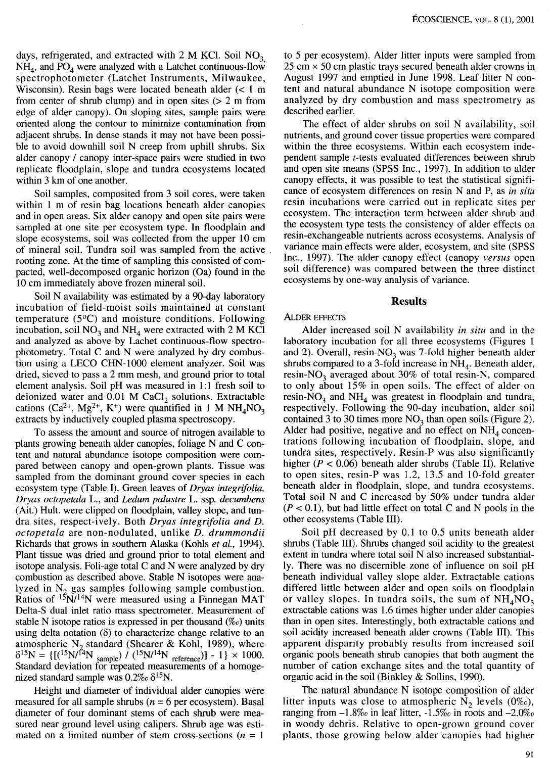days, refrigerated, and extracted with 2 M KCl. Soil $NO_3$, $NH_4$, and $PO_4$ were analyzed with a Latchet continuous-flow spectrophotometer (Latchet Instruments, Milwaukee, Wisconsin). Resin bags were located beneath alder (< 1 m from center of shrub clump) and in open sites (> 2 m from edge of alder canopy). On sloping sites, sample pairs were oriented along the contour to minimize contamination from adjacent shrubs. In dense stands it may not have been possible to avoid downhill soil N creep from uphill shrubs. Six alder canopy / canopy inter-space pairs were studied in two replicate floodplain, slope and tundra ecosystems located within 3 km of one another.

Soil samples, composited from 3 soil cores, were taken within 1 m of resin bag locations beneath alder canopies and in open areas. Six alder canopy and open site pairs were sampled at one site per ecosystem type. In floodplain and slope ecosystems, soil was collected from the upper 10 cm of mineral soil. Tundra soil was sampled from the active rooting zone. At the time of sampling this consisted of compacted, well-decomposed organic horizon (Oa) found in the 10 cm immediately above frozen mineral soil.

Soil N availability was estimated by a 90-day laboratory incubation of field-moist soils maintained at constant temperature (5°C) and moisture conditions. Following incubation, soil $NO_3$ and $NH_4$ were extracted with 2 M KCl and analyzed as above by Lachet continuous-flow spectrophotometry. Total C and N were analyzed by dry combustion using a LECO CHN-1000 element analyzer. Soil was dried, sieved to pass a 2 mm mesh, and ground prior to total element analysis. Soil pH was measured in 1:1 fresh soil to deionized water and 0.01 M $CaCl_2$ solutions. Extractable cations ($Ca^{2+}$, $Mg^{2+}$, $K^+$) were quantified in 1 M $NH_4NO_3$ extracts by inductively coupled plasma spectroscopy.

To assess the amount and source of nitrogen available to plants growing beneath alder canopies, foliage N and C content and natural abundance isotope composition were compared between canopy and open-grown plants. Tissue was sampled from the dominant ground cover species in each ecosystem type (Table I). Green leaves of *Dryas integrifolia*, *Dryas octopetala* L., and *Ledum palustre* L. ssp. *decumbens* (Ait.) Hult. were clipped on floodplain, valley slope, and tundra sites, respect-ively. Both *Dryas integrifolia and D. octopetala* are non-nodulated, unlike *D. drummondii* Richards that grows in southern Alaska (Kohls *et al.*, 1994). Plant tissue was dried and ground prior to total element and isotope analysis. Foli-age total C and N were analyzed by dry combustion as described above. Stable N isotopes were analyzed in $N_2$ gas samples following sample combustion. Ratios of $^{15}N/^{14}N$ were measured using a Finnegan MAT Delta-S dual inlet ratio mass spectrometer. Measurement of stable N isotope ratios is expressed in per thousand (‰) units using delta notation (δ) to characterize change relative to an atmospheric $N_2$ standard (Shearer & Kohl, 1989), where $\delta^{15}N = \{[(^{15}N/^{14}N_{\,sample}) / (^{15}N/^{14}N_{\,reference})] - 1\} \times 1000$. Standard deviation for repeated measurements of a homogenized standard sample was 0.2‰ $\delta^{15}N$.

Height and diameter of individual alder canopies were measured for all sample shrubs ($n = 6$ per ecosystem). Basal diameter of four dominant stems of each shrub were measured near ground level using calipers. Shrub age was estimated on a limited number of stem cross-sections ($n = 1$ to 5 per ecosystem). Alder litter inputs were sampled from 25 cm × 50 cm plastic trays secured beneath alder crowns in August 1997 and emptied in June 1998. Leaf litter N content and natural abundance N isotope composition were analyzed by dry combustion and mass spectrometry as described earlier.

The effect of alder shrubs on soil N availability, soil nutrients, and ground cover tissue properties were compared within the three ecosystems. Within each ecosystem independent sample *t*-tests evaluated differences between shrub and open site means (SPSS Inc., 1997). In addition to alder canopy effects, it was possible to test the statistical significance of ecosystem differences on resin N and P, as *in situ* resin incubations were carried out in replicate sites per ecosystem. The interaction term between alder shrub and the ecosystem type tests the consistency of alder effects on resin-exchangeable nutrients across ecosystems. Analysis of variance main effects were alder, ecosystem, and site (SPSS Inc., 1997). The alder canopy effect (canopy *versus* open soil difference) was compared between the three distinct ecosystems by one-way analysis of variance.

## Results

### Alder effects

Alder increased soil N availability *in situ* and in the laboratory incubation for all three ecosystems (Figures 1 and 2). Overall, resin-$NO_3$ was 7-fold higher beneath alder shrubs compared to a 3-fold increase in $NH_4$. Beneath alder, resin-$NO_3$ averaged about 30% of total resin-N, compared to only about 15% in open soils. The effect of alder on resin-$NO_3$ and $NH_4$ was greatest in floodplain and tundra, respectively. Following the 90-day incubation, alder soil contained 3 to 30 times more $NO_3$ than open soils (Figure 2). Alder had positive, negative and no effect on $NH_4$ concentrations following incubation of floodplain, slope, and tundra sites, respectively. Resin-P was also significantly higher ($P < 0.06$) beneath alder shrubs (Table II). Relative to open sites, resin-P was 1.2, 13.5 and 10-fold greater beneath alder in floodplain, slope, and tundra ecosystems. Total soil N and C increased by 50% under tundra alder ($P < 0.1$), but had little effect on total C and N pools in the other ecosystems (Table III).

Soil pH decreased by 0.1 to 0.5 units beneath alder shrubs (Table III). Shrubs changed soil acidity to the greatest extent in tundra where total soil N also increased substantially. There was no discernible zone of influence on soil pH beneath individual valley slope alder. Extractable cations differed little between alder and open soils on floodplain or valley slopes. In tundra soils, the sum of $NH_4NO_3$ extractable cations was 1.6 times higher under alder canopies than in open sites. Interestingly, both extractable cations and soil acidity increased beneath alder crowns (Table III). This apparent disparity probably results from increased soil organic pools beneath shrub canopies that both augment the number of cation exchange sites and the total quantity of organic acid in the soil (Binkley & Sollins, 1990).

The natural abundance N isotope composition of alder litter inputs was close to atmospheric $N_2$ levels (0‰), ranging from –1.8‰ in leaf litter, -1.5‰ in roots and –2.0‰ in woody debris. Relative to open-grown ground cover plants, those growing below alder canopies had higher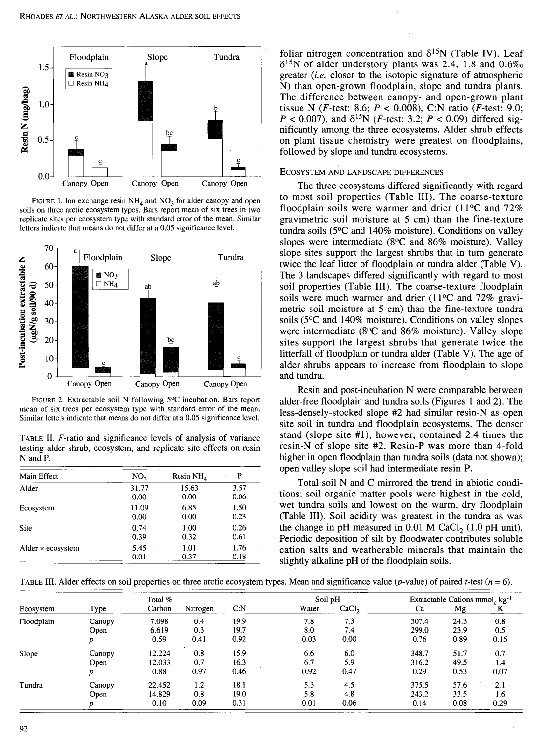FIGURE 1. Ion exchange resin $NH_4$ and $NO_3$ for alder canopy and open soils on three arctic ecosystem types. Bars report mean of six trees in two replicate sites per ecosystem type with standard error of the mean. Similar letters indicate that means do not differ at a 0.05 significance level.

FIGURE 2. Extractable soil N following 5°C incubation. Bars report mean of six trees per ecosystem type with standard error of the mean. Similar letters indicate that means do not differ at a 0.05 significance level.

TABLE II. *F*-ratio and significance levels of analysis of variance testing alder shrub, ecosystem, and replicate site effects on resin N and P.

| Main Effect | $NO_3$ | Resin $NH_4$ | P |
|---|---|---|---|
| Alder | 31.77 | 15.63 | 3.57 |
| | 0.00 | 0.00 | 0.06 |
| Ecosystem | 11.09 | 6.85 | 1.50 |
| | 0.00 | 0.00 | 0.23 |
| Site | 0.74 | 1.00 | 0.26 |
| | 0.39 | 0.32 | 0.61 |
| Alder × ecosystem | 5.45 | 1.01 | 1.76 |
| | 0.01 | 0.37 | 0.18 |

foliar nitrogen concentration and $\delta^{15}N$ (Table IV). Leaf $\delta^{15}N$ of alder understory plants was 2.4, 1.8 and 0.6‰ greater (*i.e.* closer to the isotopic signature of atmospheric N) than open-grown floodplain, slope and tundra plants. The difference between canopy- and open-grown plant tissue N (*F*-test: 8.6; $P < 0.008$), C:N ratio (*F*-test: 9.0; $P < 0.007$), and $\delta^{15}N$ (*F*-test: 3.2; $P < 0.09$) differed significantly among the three ecosystems. Alder shrub effects on plant tissue chemistry were greatest on floodplains, followed by slope and tundra ecosystems.

### ECOSYSTEM AND LANDSCAPE DIFFERENCES

The three ecosystems differed significantly with regard to most soil properties (Table III). The coarse-texture floodplain soils were warmer and drier (11°C and 72% gravimetric soil moisture at 5 cm) than the fine-texture tundra soils (5°C and 140% moisture). Conditions on valley slopes were intermediate (8°C and 86% moisture). Valley slope sites support the largest shrubs that in turn generate twice the leaf litter of floodplain or tundra alder (Table V). The 3 landscapes differed significantly with regard to most soil properties (Table III). The coarse-texture floodplain soils were much warmer and drier (11°C and 72% gravimetric soil moisture at 5 cm) than the fine-texture tundra soils (5°C and 140% moisture). Conditions on valley slopes were intermediate (8°C and 86% moisture). Valley slope sites support the largest shrubs that generate twice the litterfall of floodplain or tundra alder (Table V). The age of alder shrubs appears to increase from floodplain to slope and tundra.

Resin and post-incubation N were comparable between alder-free floodplain and tundra soils (Figures 1 and 2). The less-densely-stocked slope #2 had similar resin-N as open site soil in tundra and floodplain ecosystems. The denser stand (slope site #1), however, contained 2.4 times the resin-N of slope site #2. Resin-P was more than 4-fold higher in open floodplain than tundra soils (data not shown); open valley slope soil had intermediate resin-P.

Total soil N and C mirrored the trend in abiotic conditions; soil organic matter pools were highest in the cold, wet tundra soils and lowest on the warm, dry floodplain (Table III). Soil acidity was greatest in the tundra as was the change in pH measured in 0.01 M $CaCl_2$ (1.0 pH unit). Periodic deposition of silt by floodwater contributes soluble cation salts and weatherable minerals that maintain the slightly alkaline pH of the floodplain soils.

TABLE III. Alder effects on soil properties on three arctic ecosystem types. Mean and significance value (*p*-value) of paired *t*-test ($n = 6$).

| Ecosystem | Type | Total % Carbon | Nitrogen | C:N | Soil pH Water | $CaCl_2$ | Extractable Cations $mmol_c\ kg^{-1}$ Ca | Mg | K |
|---|---|---|---|---|---|---|---|---|---|
| Floodplain | Canopy | 7.098 | 0.4 | 19.9 | 7.8 | 7.3 | 307.4 | 24.3 | 0.8 |
| | Open | 6.619 | 0.3 | 19.7 | 8.0 | 7.4 | 299.0 | 23.9 | 0.5 |
| | *p* | 0.59 | 0.41 | 0.92 | 0.03 | 0.00 | 0.76 | 0.89 | 0.15 |
| Slope | Canopy | 12.224 | 0.8 | 15.9 | 6.6 | 6.0 | 348.7 | 51.7 | 0.7 |
| | Open | 12.033 | 0.7 | 16.3 | 6.7 | 5.9 | 316.2 | 49.5 | 1.4 |
| | *p* | 0.88 | 0.97 | 0.46 | 0.92 | 0.47 | 0.29 | 0.53 | 0.07 |
| Tundra | Canopy | 22.452 | 1.2 | 18.1 | 5.3 | 4.5 | 375.5 | 57.6 | 2.1 |
| | Open | 14.829 | 0.8 | 19.0 | 5.8 | 4.8 | 243.2 | 33.5 | 1.6 |
| | *p* | 0.10 | 0.09 | 0.31 | 0.01 | 0.06 | 0.14 | 0.08 | 0.29 |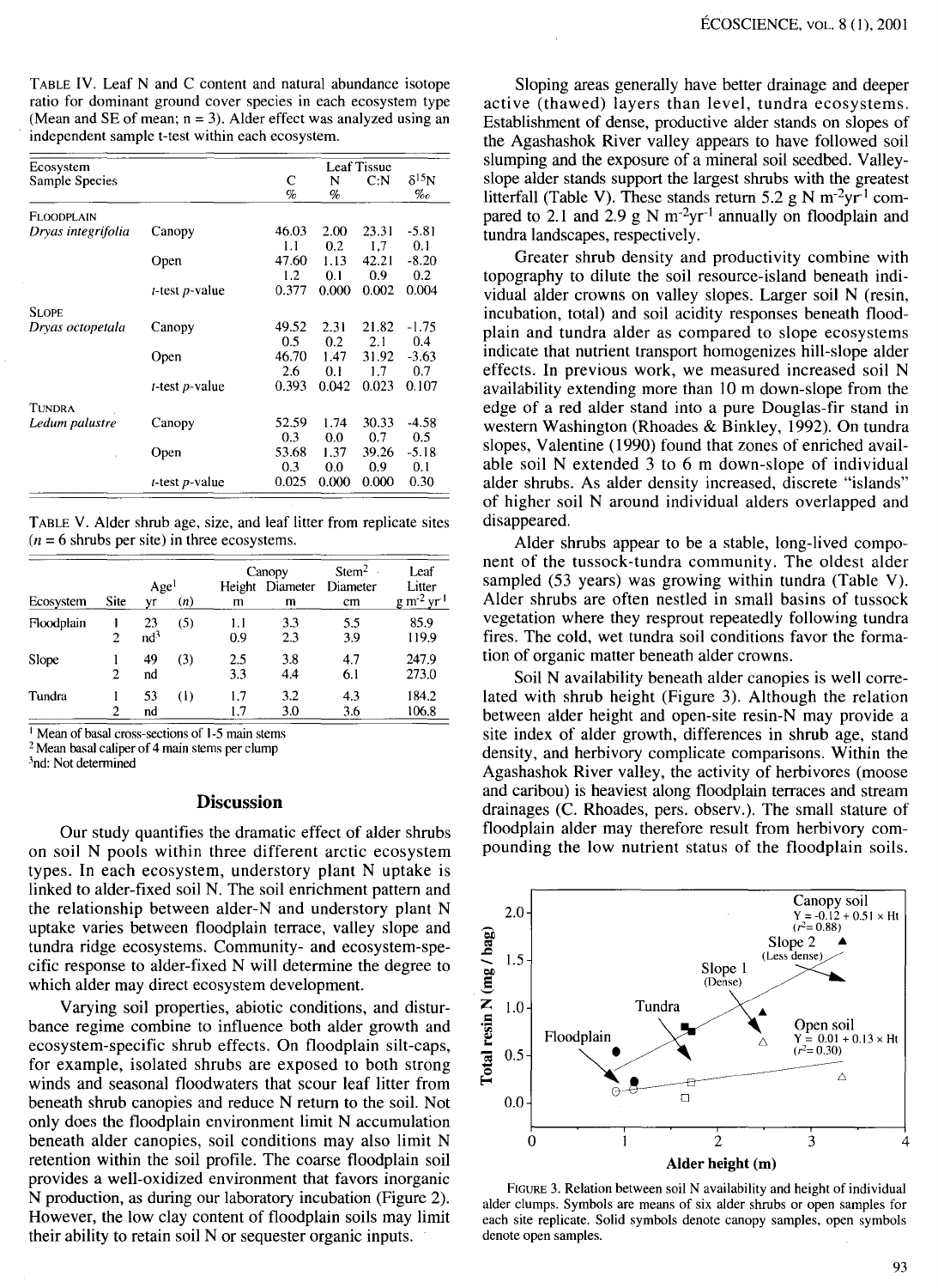TABLE IV. Leaf N and C content and natural abundance isotope ratio for dominant ground cover species in each ecosystem type (Mean and SE of mean; n = 3). Alder effect was analyzed using an independent sample t-test within each ecosystem.

| Ecosystem Sample Species | | Leaf Tissue C % | N % | C:N | $\delta^{15}N$ ‰ |
|---|---|---|---|---|---|
| FLOODPLAIN | | | | | |
| *Dryas integrifolia* | Canopy | 46.03 | 2.00 | 23.31 | -5.81 |
| | | 1.1 | 0.2 | 1.7 | 0.1 |
| | Open | 47.60 | 1.13 | 42.21 | -8.20 |
| | | 1.2 | 0.1 | 0.9 | 0.2 |
| | t-test p-value | 0.377 | 0.000 | 0.002 | 0.004 |
| SLOPE | | | | | |
| *Dryas octopetala* | Canopy | 49.52 | 2.31 | 21.82 | -1.75 |
| | | 0.5 | 0.2 | 2.1 | 0.4 |
| | Open | 46.70 | 1.47 | 31.92 | -3.63 |
| | | 2.6 | 0.1 | 1.7 | 0.7 |
| | t-test p-value | 0.393 | 0.042 | 0.023 | 0.107 |
| TUNDRA | | | | | |
| *Ledum palustre* | Canopy | 52.59 | 1.74 | 30.33 | -4.58 |
| | | 0.3 | 0.0 | 0.7 | 0.5 |
| | Open | 53.68 | 1.37 | 39.26 | -5.18 |
| | | 0.3 | 0.0 | 0.9 | 0.1 |
| | t-test p-value | 0.025 | 0.000 | 0.000 | 0.30 |

TABLE V. Alder shrub age, size, and leaf litter from replicate sites (n = 6 shrubs per site) in three ecosystems.

| Ecosystem | Site | Age[1] yr | (n) | Canopy Height m | Canopy Diameter m | Stem[2] Diameter cm | Leaf Litter g m$^{-2}$ yr$^{-1}$ |
|---|---|---|---|---|---|---|---|
| Floodplain | 1 | 23 | (5) | 1.1 | 3.3 | 5.5 | 85.9 |
| | 2 | nd[3] | | 0.9 | 2.3 | 3.9 | 119.9 |
| Slope | 1 | 49 | (3) | 2.5 | 3.8 | 4.7 | 247.9 |
| | 2 | nd | | 3.3 | 4.4 | 6.1 | 273.0 |
| Tundra | 1 | 53 | (1) | 1.7 | 3.2 | 4.3 | 184.2 |
| | 2 | nd | | 1.7 | 3.0 | 3.6 | 106.8 |

[1] Mean of basal cross-sections of 1-5 main stems
[2] Mean basal caliper of 4 main stems per clump
[3] nd: Not determined

## Discussion

Our study quantifies the dramatic effect of alder shrubs on soil N pools within three different arctic ecosystem types. In each ecosystem, understory plant N uptake is linked to alder-fixed soil N. The soil enrichment pattern and the relationship between alder-N and understory plant N uptake varies between floodplain terrace, valley slope and tundra ridge ecosystems. Community- and ecosystem-specific response to alder-fixed N will determine the degree to which alder may direct ecosystem development.

Varying soil properties, abiotic conditions, and disturbance regime combine to influence both alder growth and ecosystem-specific shrub effects. On floodplain silt-caps, for example, isolated shrubs are exposed to both strong winds and seasonal floodwaters that scour leaf litter from beneath shrub canopies and reduce N return to the soil. Not only does the floodplain environment limit N accumulation beneath alder canopies, soil conditions may also limit N retention within the soil profile. The coarse floodplain soil provides a well-oxidized environment that favors inorganic N production, as during our laboratory incubation (Figure 2). However, the low clay content of floodplain soils may limit their ability to retain soil N or sequester organic inputs.

Sloping areas generally have better drainage and deeper active (thawed) layers than level, tundra ecosystems. Establishment of dense, productive alder stands on slopes of the Agashashok River valley appears to have followed soil slumping and the exposure of a mineral soil seedbed. Valley-slope alder stands support the largest shrubs with the greatest litterfall (Table V). These stands return 5.2 g N m$^{-2}$yr$^{-1}$ compared to 2.1 and 2.9 g N m$^{-2}$yr$^{-1}$ annually on floodplain and tundra landscapes, respectively.

Greater shrub density and productivity combine with topography to dilute the soil resource-island beneath individual alder crowns on valley slopes. Larger soil N (resin, incubation, total) and soil acidity responses beneath floodplain and tundra alder as compared to slope ecosystems indicate that nutrient transport homogenizes hill-slope alder effects. In previous work, we measured increased soil N availability extending more than 10 m down-slope from the edge of a red alder stand into a pure Douglas-fir stand in western Washington (Rhoades & Binkley, 1992). On tundra slopes, Valentine (1990) found that zones of enriched available soil N extended 3 to 6 m down-slope of individual alder shrubs. As alder density increased, discrete "islands" of higher soil N around individual alders overlapped and disappeared.

Alder shrubs appear to be a stable, long-lived component of the tussock-tundra community. The oldest alder sampled (53 years) was growing within tundra (Table V). Alder shrubs are often nestled in small basins of tussock vegetation where they resprout repeatedly following tundra fires. The cold, wet tundra soil conditions favor the formation of organic matter beneath alder crowns.

Soil N availability beneath alder canopies is well correlated with shrub height (Figure 3). Although the relation between alder height and open-site resin-N may provide a site index of alder growth, differences in shrub age, stand density, and herbivory complicate comparisons. Within the Agashashok River valley, the activity of herbivores (moose and caribou) is heaviest along floodplain terraces and stream drainages (C. Rhoades, pers. observ.). The small stature of floodplain alder may therefore result from herbivory compounding the low nutrient status of the floodplain soils.

FIGURE 3. Relation between soil N availability and height of individual alder clumps. Symbols are means of six alder shrubs or open samples for each site replicate. Solid symbols denote canopy samples, open symbols denote open samples.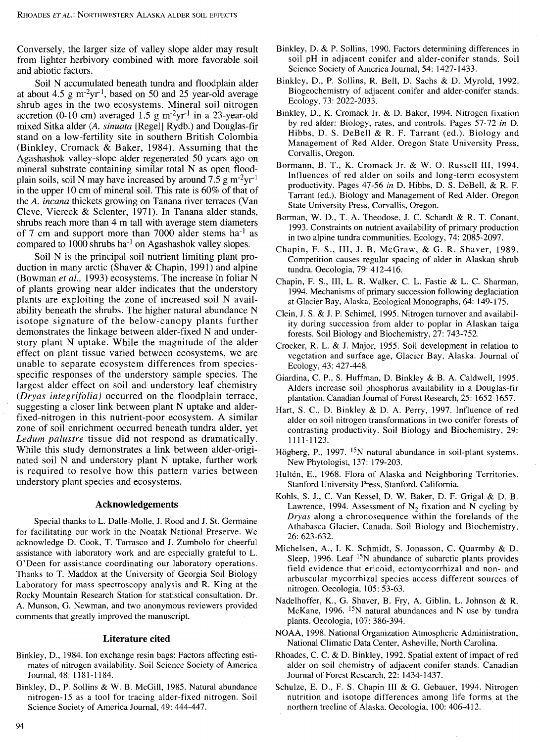Conversely, the larger size of valley slope alder may result from lighter herbivory combined with more favorable soil and abiotic factors.

Soil N accumulated beneath tundra and floodplain alder at about 4.5 g $m^{-2}yr^{-1}$, based on 50 and 25 year-old average shrub ages in the two ecosystems. Mineral soil nitrogen accretion (0-10 cm) averaged 1.5 g $m^{-2}yr^{-1}$ in a 23-year-old mixed Sitka alder (*A. sinuata* [Regel] Rydb.) and Douglas-fir stand on a low-fertility site in southern British Colombia (Binkley, Cromack & Baker, 1984). Assuming that the Agashashok valley-slope alder regenerated 50 years ago on mineral substrate containing similar total N as open floodplain soils, soil N may have increased by around 7.5 g $m^{-2}yr^{-1}$ in the upper 10 cm of mineral soil. This rate is 60% of that of the *A. incana* thickets growing on Tanana river terraces (Van Cleve, Viereck & Sclenter, 1971). In Tanana alder stands, shrubs reach more than 4 m tall with average stem diameters of 7 cm and support more than 7000 alder stems $ha^{-1}$ as compared to 1000 shrubs $ha^{-1}$ on Agashashok valley slopes.

Soil N is the principal soil nutrient limiting plant production in many arctic (Shaver & Chapin, 1991) and alpine (Bowman *et al.*, 1993) ecosystems. The increase in foliar N of plants growing near alder indicates that the understory plants are exploiting the zone of increased soil N availability beneath the shrubs. The higher natural abundance N isotope signature of the below-canopy plants further demonstrates the linkage between alder-fixed N and understory plant N uptake. While the magnitude of the alder effect on plant tissue varied between ecosystems, we are unable to separate ecosystem differences from species-specific responses of the understory sample species. The largest alder effect on soil and understory leaf chemistry (*Dryas integrifolia*) occurred on the floodplain terrace, suggesting a closer link between plant N uptake and alder-fixed-nitrogen in this nutrient-poor ecosystem. A similar zone of soil enrichment occurred beneath tundra alder, yet *Ledum palustre* tissue did not respond as dramatically. While this study demonstrates a link between alder-originated soil N and understory plant N uptake, further work is required to resolve how this pattern varies between understory plant species and ecosystems.

## Acknowledgements

Special thanks to L. Dalle-Molle, J. Rood and J. St. Germaine for facilitating our work in the Noatak National Preserve. We acknowledge D. Cook, T. Tarrasco and J. Zumbolo for cheerful assistance with laboratory work and are especially grateful to L. O'Deen for assistance coordinating our laboratory operations. Thanks to T. Maddox at the University of Georgia Soil Biology Laboratory for mass spectroscopy analysis and R. King at the Rocky Mountain Research Station for statistical consultation. Dr. A. Munson, G. Newman, and two anonymous reviewers provided comments that greatly improved the manuscript.

## Literature cited

Binkley, D., 1984. Ion exchange resin bags: Factors affecting estimates of nitrogen availability. Soil Science Society of America Journal, 48: 1181-1184.

Binkley, D., P. Sollins & W. B. McGill, 1985. Natural abundance nitrogen-15 as a tool for tracing alder-fixed nitrogen. Soil Science Society of America Journal, 49: 444-447.

Binkley, D. & P. Sollins, 1990. Factors determining differences in soil pH in adjacent conifer and alder-conifer stands. Soil Science Society of America Journal, 54: 1427-1433.

Binkley, D., P. Sollins, R. Bell, D. Sachs & D. Myrold, 1992. Biogeochemistry of adjacent conifer and alder-conifer stands. Ecology, 73: 2022-2033.

Binkley, D., K. Cromack Jr. & D. Baker, 1994. Nitrogen fixation by red alder: Biology, rates, and controls. Pages 57-72 *in* D. Hibbs, D. S. DeBell & R. F. Tarrant (ed.). Biology and Management of Red Alder. Oregon State University Press, Corvallis, Oregon.

Bormann, B. T., K. Cromack Jr. & W. O. Russell III, 1994. Influences of red alder on soils and long-term ecosystem productivity. Pages 47-56 *in* D. Hibbs, D. S. DeBell, & R. F. Tarrant (ed.). Biology and Management of Red Alder. Oregon State University Press, Corvallis, Oregon.

Borman, W. D., T. A. Theodose, J. C. Schardt & R. T. Conant, 1993. Constraints on nutrient availability of primary production in two alpine tundra communities. Ecology, 74: 2085-2097.

Chapin, F. S., III, J. B. McGraw, & G. R. Shaver, 1989. Competition causes regular spacing of alder in Alaskan shrub tundra. Oecologia, 79: 412-416.

Chapin, F. S., III, L. R. Walker, C. L. Fastie & L. C. Sharman, 1994. Mechanisms of primary succession following deglaciation at Glacier Bay, Alaska. Ecological Monographs, 64: 149-175.

Clein, J. S. & J. P. Schimel, 1995. Nitrogen turnover and availability during succession from alder to poplar in Alaskan taiga forests. Soil Biology and Biochemistry, 27: 743-752.

Crocker, R. L. & J. Major, 1955. Soil development in relation to vegetation and surface age, Glacier Bay, Alaska. Journal of Ecology, 43: 427-448.

Giardina, C. P., S. Huffman, D. Binkley & B. A. Caldwell, 1995. Alders increase soil phosphorus availability in a Douglas-fir plantation. Canadian Journal of Forest Research, 25: 1652-1657.

Hart, S. C., D. Binkley & D. A. Perry, 1997. Influence of red alder on soil nitrogen transformations in two conifer forests of contrasting productivity. Soil Biology and Biochemistry, 29: 1111-1123.

Högberg, P., 1997. $^{15}N$ natural abundance in soil-plant systems. New Phytologist, 137: 179-203.

Hultén, E., 1968. Flora of Alaska and Neighboring Territories. Stanford University Press, Stanford, California.

Kohls, S. J., C. Van Kessel, D. W. Baker, D. F. Grigal & D. B. Lawrence, 1994. Assessment of $N_2$ fixation and N cycling by *Dryas* along a chronosequence within the forelands of the Athabasca Glacier, Canada. Soil Biology and Biochemistry, 26: 623-632.

Michelsen, A., I. K. Schmidt, S. Jonasson, C. Quarmby & D. Sleep, 1996. Leaf $^{15}N$ abundance of subarctic plants provides field evidence that ericoid, ectomycorrhizal and non- and arbuscular mycorrhizal species access different sources of nitrogen. Oecologia, 105: 53-63.

Nadelhoffer, K., G. Shaver, B. Fry, A. Giblin, L. Johnson & R. McKane, 1996. $^{15}N$ natural abundances and N use by tundra plants. Oecologia, 107: 386-394.

NOAA, 1998. National Organization Atmospheric Administration, National Climatic Data Center, Asheville, North Carolina.

Rhoades, C. C. & D. Binkley, 1992. Spatial extent of impact of red alder on soil chemistry of adjacent conifer stands. Canadian Journal of Forest Research, 22: 1434-1437.

Schulze, E. D., F. S. Chapin III & G. Gebauer, 1994. Nitrogen nutrition and isotope differences among life forms at the northern treeline of Alaska. Oecologia, 100: 406-412.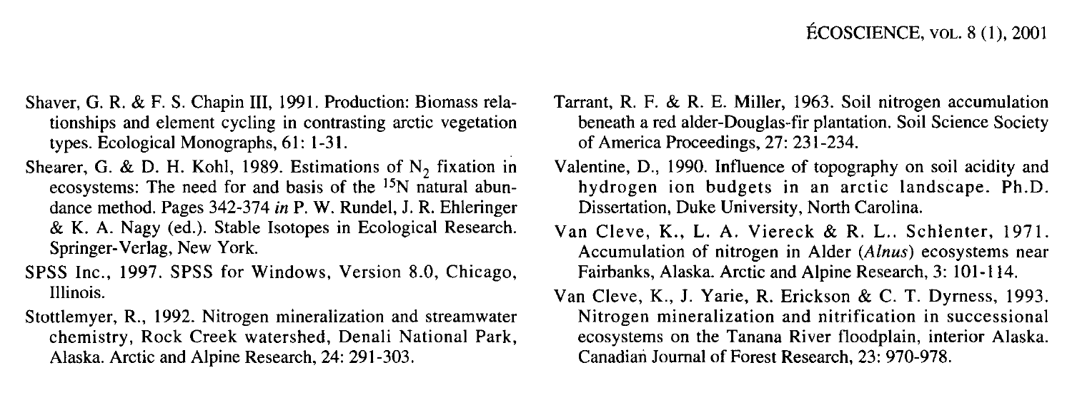Shaver, G. R. & F. S. Chapin III, 1991. Production: Biomass relationships and element cycling in contrasting arctic vegetation types. Ecological Monographs, 61: 1-31.

Shearer, G. & D. H. Kohl, 1989. Estimations of $N_2$ fixation in ecosystems: The need for and basis of the $^{15}N$ natural abundance method. Pages 342-374 *in* P. W. Rundel, J. R. Ehleringer & K. A. Nagy (ed.). Stable Isotopes in Ecological Research. Springer-Verlag, New York.

SPSS Inc., 1997. SPSS for Windows, Version 8.0, Chicago, Illinois.

Stottlemyer, R., 1992. Nitrogen mineralization and streamwater chemistry, Rock Creek watershed, Denali National Park, Alaska. Arctic and Alpine Research, 24: 291-303.

Tarrant, R. F. & R. E. Miller, 1963. Soil nitrogen accumulation beneath a red alder-Douglas-fir plantation. Soil Science Society of America Proceedings, 27: 231-234.

Valentine, D., 1990. Influence of topography on soil acidity and hydrogen ion budgets in an arctic landscape. Ph.D. Dissertation, Duke University, North Carolina.

Van Cleve, K., L. A. Viereck & R. L.. Schlenter, 1971. Accumulation of nitrogen in Alder (*Alnus*) ecosystems near Fairbanks, Alaska. Arctic and Alpine Research, 3: 101-114.

Van Cleve, K., J. Yarie, R. Erickson & C. T. Dyrness, 1993. Nitrogen mineralization and nitrification in successional ecosystems on the Tanana River floodplain, interior Alaska. Canadian Journal of Forest Research, 23: 970-978.